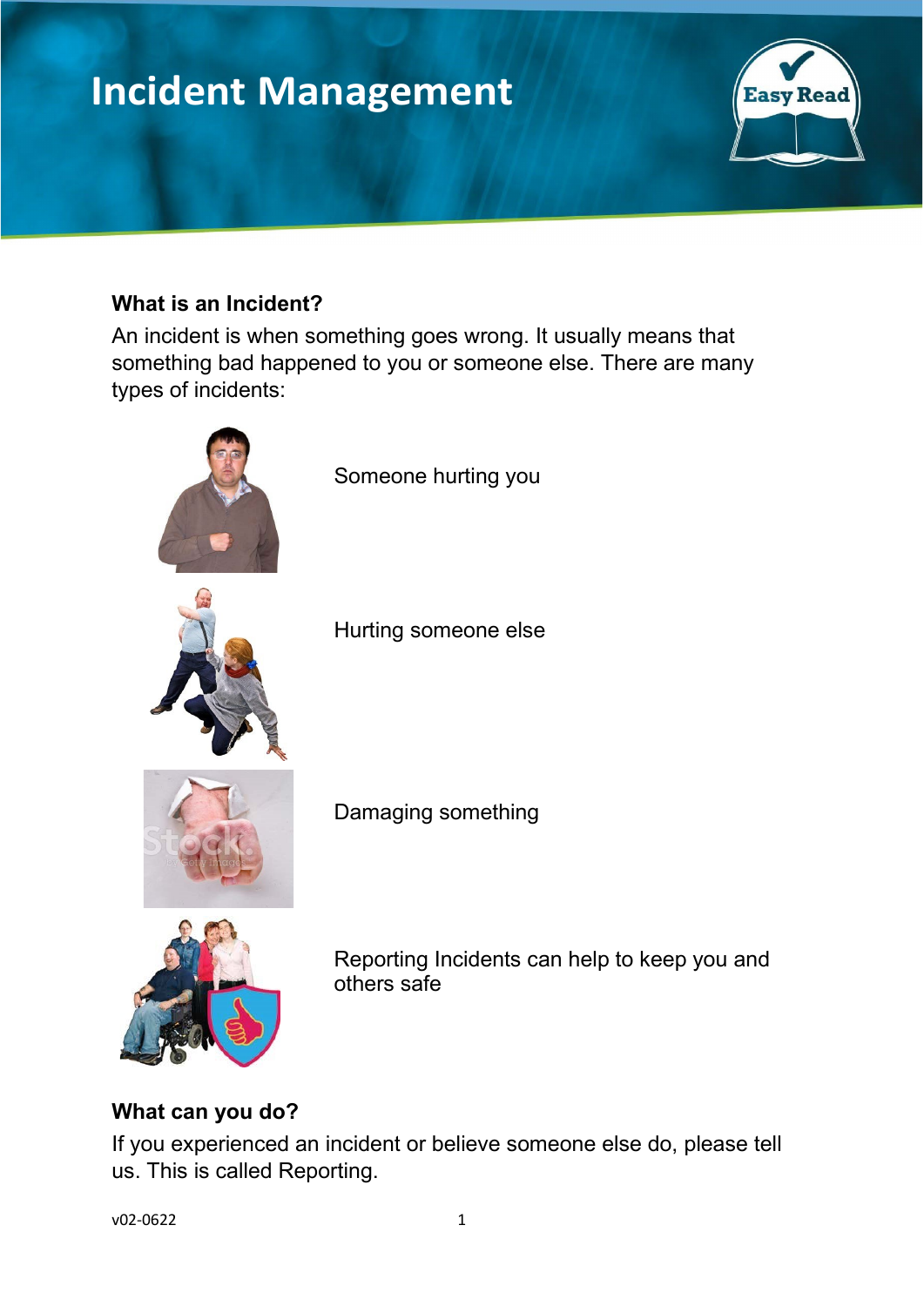# Incident Management

Easy Read

## What is an Incident?

An incident is when something goes wrong. It usually means that something bad happened to you or someone else. There are many types of incidents:

Someone hurting you

Hurting someone else

Damaging something

Reporting Incidents can help to keep you and others safe

## What can you do?

If you experienced an incident or believe someone else do, please tell us. This is called Reporting.

v02-0622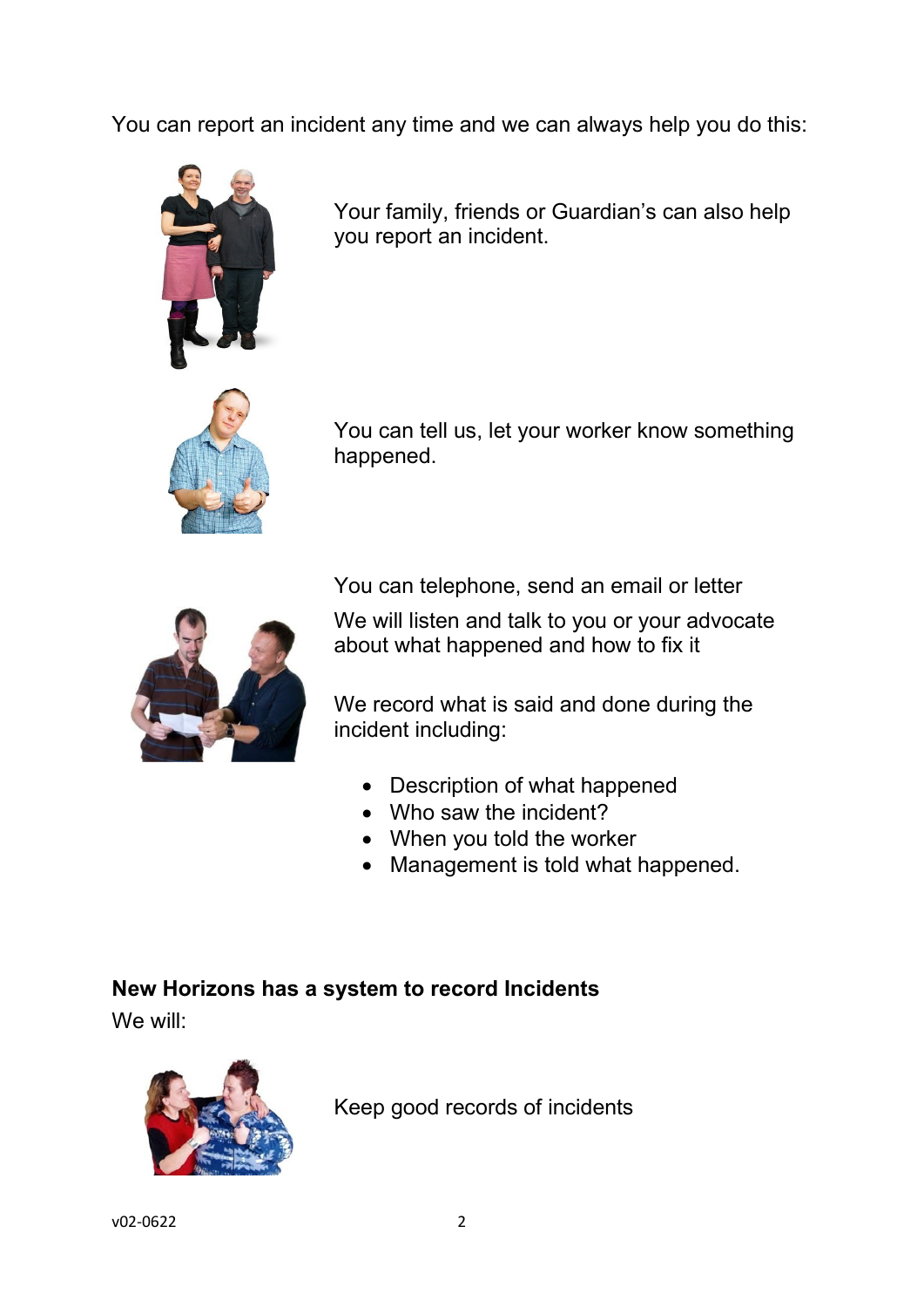You can report an incident any time and we can always help you do this:

Your family, friends or Guardian's can also help you report an incident.

You can tell us, let your worker know something happened.

You can telephone, send an email or letter

We will listen and talk to you or your advocate about what happened and how to fix it

We record what is said and done during the incident including:

- Description of what happened
- Who saw the incident?
- When you told the worker
- Management is told what happened.

**New Horizons has a system to record Incidents**

We will:

Keep good records of incidents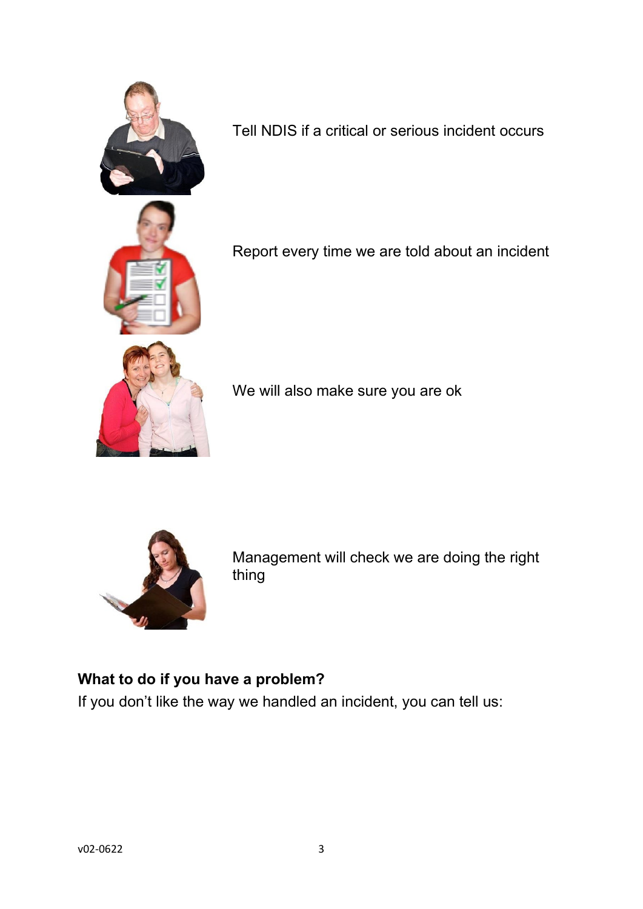Tell NDIS if a critical or serious incident occurs

Report every time we are told about an incident

We will also make sure you are ok

Management will check we are doing the right thing

**What to do if you have a problem?**

If you don't like the way we handled an incident, you can tell us: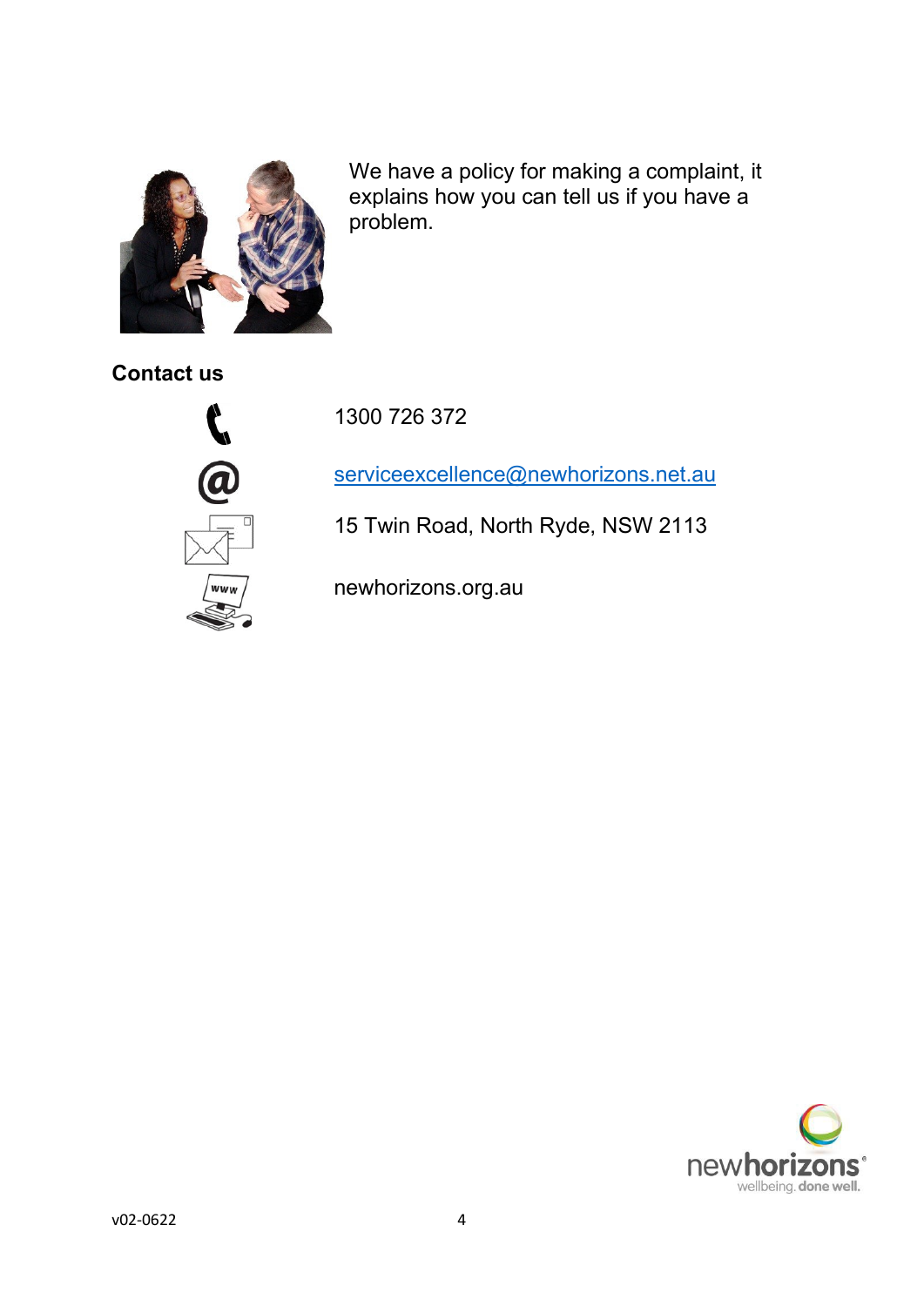We have a policy for making a complaint, it explains how you can tell us if you have a problem.

**Contact us**

1300 726 372

serviceexcellence@newhorizons.net.au

15 Twin Road, North Ryde, NSW 2113

newhorizons.org.au

v02-0622